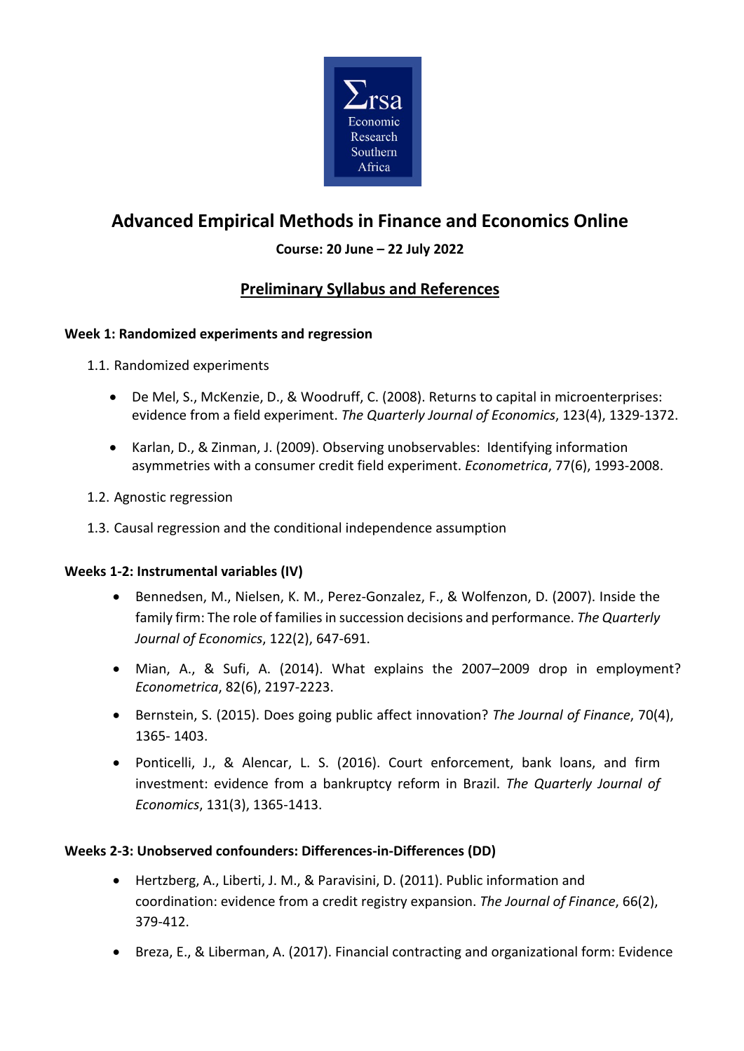# Advanced Empirical Methods in Finance and Economics Online

**Course: 20 June – 22 July 2022**

## Preliminary Syllabus and References

### Week 1: Randomized experiments and regression

1.1. Randomized experiments

- De Mel, S., McKenzie, D., & Woodruff, C. (2008). Returns to capital in microenterprises: evidence from a field experiment. *The Quarterly Journal of Economics*, 123(4), 1329-1372.
- Karlan, D., & Zinman, J. (2009). Observing unobservables: Identifying information asymmetries with a consumer credit field experiment. *Econometrica*, 77(6), 1993-2008.

1.2. Agnostic regression

1.3. Causal regression and the conditional independence assumption

### Weeks 1-2: Instrumental variables (IV)

- Bennedsen, M., Nielsen, K. M., Perez-Gonzalez, F., & Wolfenzon, D. (2007). Inside the family firm: The role of families in succession decisions and performance. *The Quarterly Journal of Economics*, 122(2), 647-691.
- Mian, A., & Sufi, A. (2014). What explains the 2007–2009 drop in employment? *Econometrica*, 82(6), 2197-2223.
- Bernstein, S. (2015). Does going public affect innovation? *The Journal of Finance*, 70(4), 1365- 1403.
- Ponticelli, J., & Alencar, L. S. (2016). Court enforcement, bank loans, and firm investment: evidence from a bankruptcy reform in Brazil. *The Quarterly Journal of Economics*, 131(3), 1365-1413.

### Weeks 2-3: Unobserved confounders: Differences-in-Differences (DD)

- Hertzberg, A., Liberti, J. M., & Paravisini, D. (2011). Public information and coordination: evidence from a credit registry expansion. *The Journal of Finance*, 66(2), 379-412.
- Breza, E., & Liberman, A. (2017). Financial contracting and organizational form: Evidence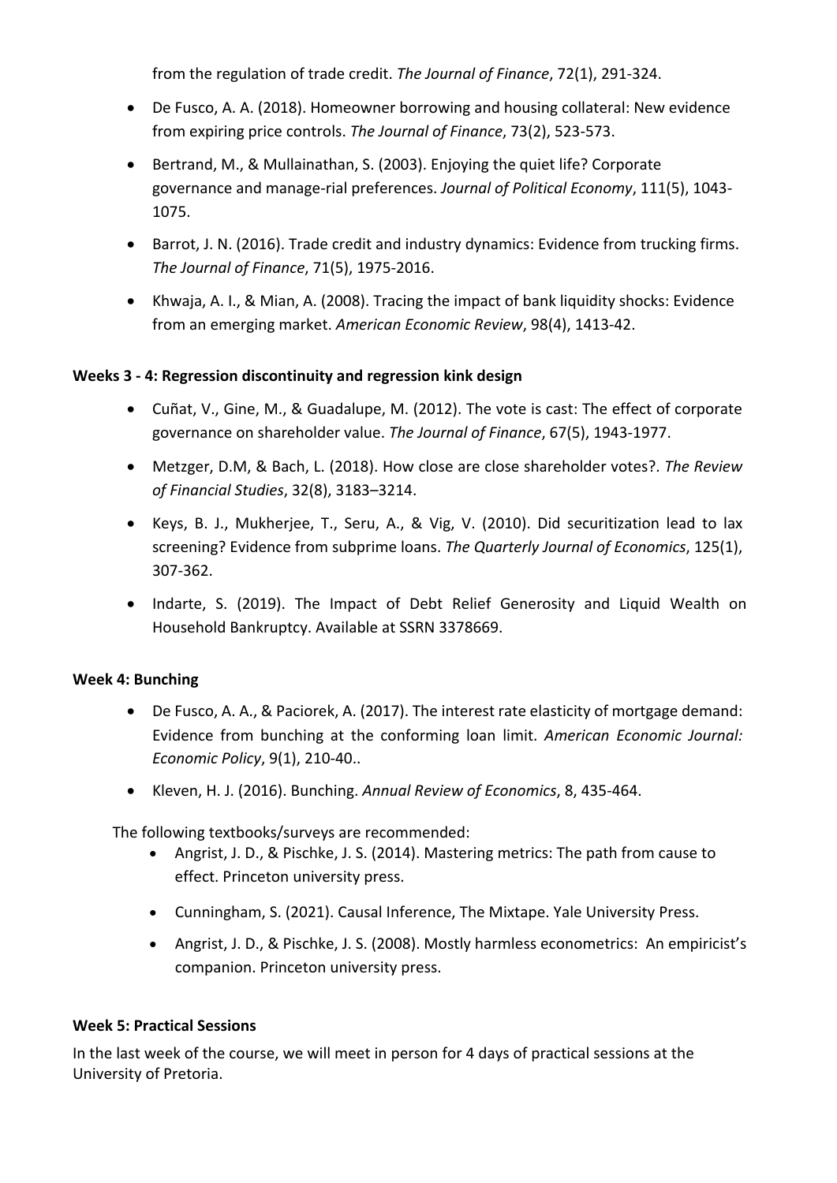from the regulation of trade credit. *The Journal of Finance*, 72(1), 291-324.

- De Fusco, A. A. (2018). Homeowner borrowing and housing collateral: New evidence from expiring price controls. *The Journal of Finance*, 73(2), 523-573.
- Bertrand, M., & Mullainathan, S. (2003). Enjoying the quiet life? Corporate governance and manage-rial preferences. *Journal of Political Economy*, 111(5), 1043-1075.
- Barrot, J. N. (2016). Trade credit and industry dynamics: Evidence from trucking firms. *The Journal of Finance*, 71(5), 1975-2016.
- Khwaja, A. I., & Mian, A. (2008). Tracing the impact of bank liquidity shocks: Evidence from an emerging market. *American Economic Review*, 98(4), 1413-42.

**Weeks 3 - 4: Regression discontinuity and regression kink design**

- Cuñat, V., Gine, M., & Guadalupe, M. (2012). The vote is cast: The effect of corporate governance on shareholder value. *The Journal of Finance*, 67(5), 1943-1977.
- Metzger, D.M, & Bach, L. (2018). How close are close shareholder votes?. *The Review of Financial Studies*, 32(8), 3183–3214.
- Keys, B. J., Mukherjee, T., Seru, A., & Vig, V. (2010). Did securitization lead to lax screening? Evidence from subprime loans. *The Quarterly Journal of Economics*, 125(1), 307-362.
- Indarte, S. (2019). The Impact of Debt Relief Generosity and Liquid Wealth on Household Bankruptcy. Available at SSRN 3378669.

**Week 4: Bunching**

- De Fusco, A. A., & Paciorek, A. (2017). The interest rate elasticity of mortgage demand: Evidence from bunching at the conforming loan limit. *American Economic Journal: Economic Policy*, 9(1), 210-40..
- Kleven, H. J. (2016). Bunching. *Annual Review of Economics*, 8, 435-464.

The following textbooks/surveys are recommended:

- Angrist, J. D., & Pischke, J. S. (2014). Mastering metrics: The path from cause to effect. Princeton university press.
- Cunningham, S. (2021). Causal Inference, The Mixtape. Yale University Press.
- Angrist, J. D., & Pischke, J. S. (2008). Mostly harmless econometrics: An empiricist's companion. Princeton university press.

**Week 5: Practical Sessions**

In the last week of the course, we will meet in person for 4 days of practical sessions at the University of Pretoria.